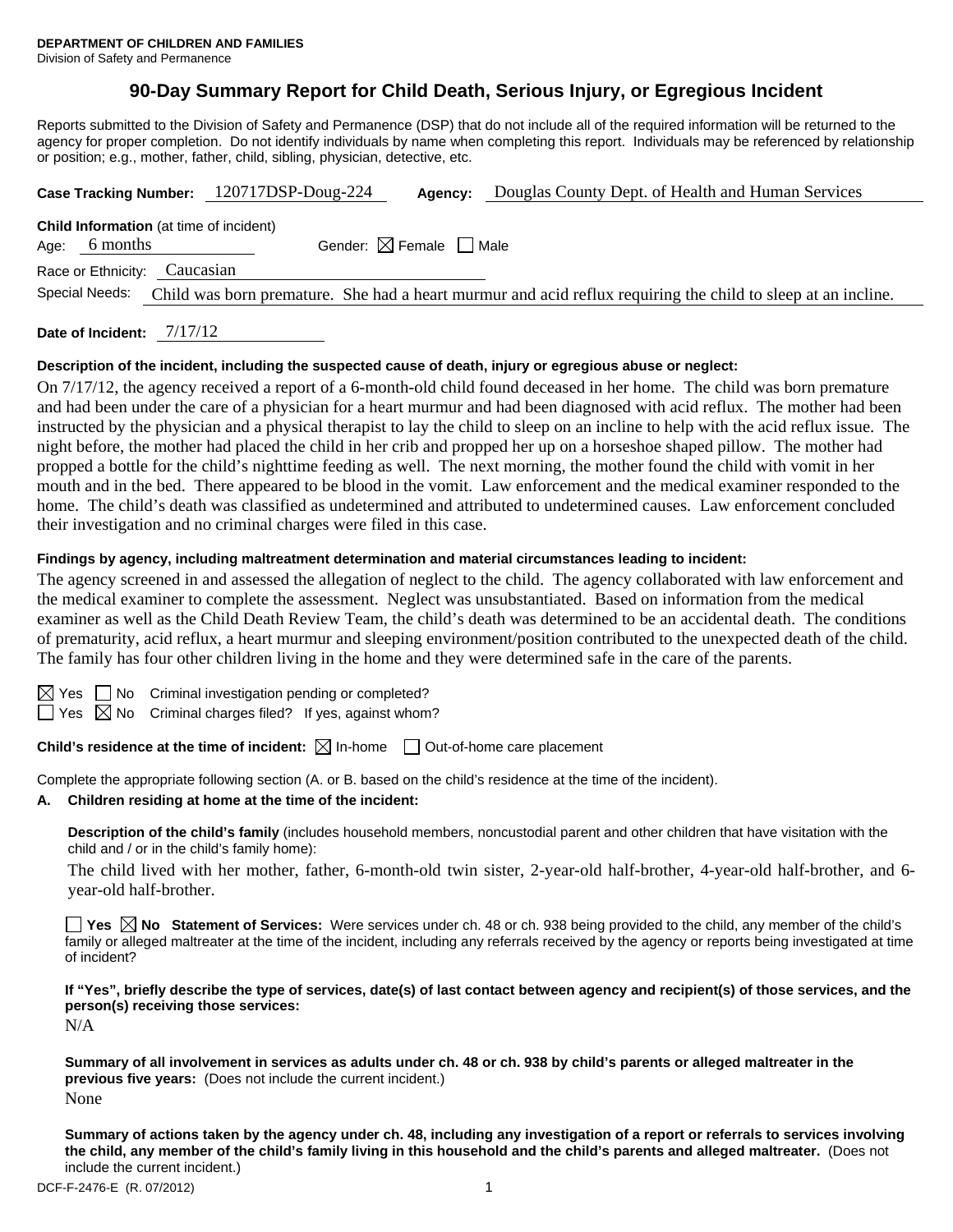**DEPARTMENT OF CHILDREN AND FAMILIES**
Division of Safety and Permanence

# 90-Day Summary Report for Child Death, Serious Injury, or Egregious Incident

Reports submitted to the Division of Safety and Permanence (DSP) that do not include all of the required information will be returned to the agency for proper completion. Do not identify individuals by name when completing this report. Individuals may be referenced by relationship or position; e.g., mother, father, child, sibling, physician, detective, etc.

**Case Tracking Number:** 120717DSP-Doug-224 **Agency:** Douglas County Dept. of Health and Human Services

**Child Information** (at time of incident)

Age: 6 months Gender: ☒ Female ☐ Male

Race or Ethnicity: Caucasian

Special Needs: Child was born premature. She had a heart murmur and acid reflux requiring the child to sleep at an incline.

**Date of Incident:** 7/17/12

**Description of the incident, including the suspected cause of death, injury or egregious abuse or neglect:**

On 7/17/12, the agency received a report of a 6-month-old child found deceased in her home. The child was born premature and had been under the care of a physician for a heart murmur and had been diagnosed with acid reflux. The mother had been instructed by the physician and a physical therapist to lay the child to sleep on an incline to help with the acid reflux issue. The night before, the mother had placed the child in her crib and propped her up on a horseshoe shaped pillow. The mother had propped a bottle for the child's nighttime feeding as well. The next morning, the mother found the child with vomit in her mouth and in the bed. There appeared to be blood in the vomit. Law enforcement and the medical examiner responded to the home. The child's death was classified as undetermined and attributed to undetermined causes. Law enforcement concluded their investigation and no criminal charges were filed in this case.

**Findings by agency, including maltreatment determination and material circumstances leading to incident:**

The agency screened in and assessed the allegation of neglect to the child. The agency collaborated with law enforcement and the medical examiner to complete the assessment. Neglect was unsubstantiated. Based on information from the medical examiner as well as the Child Death Review Team, the child's death was determined to be an accidental death. The conditions of prematurity, acid reflux, a heart murmur and sleeping environment/position contributed to the unexpected death of the child. The family has four other children living in the home and they were determined safe in the care of the parents.

☒ Yes ☐ No Criminal investigation pending or completed?

☐ Yes ☒ No Criminal charges filed? If yes, against whom?

**Child's residence at the time of incident:** ☒ In-home ☐ Out-of-home care placement

Complete the appropriate following section (A. or B. based on the child's residence at the time of the incident).

**A. Children residing at home at the time of the incident:**

**Description of the child's family** (includes household members, noncustodial parent and other children that have visitation with the child and / or in the child's family home):

The child lived with her mother, father, 6-month-old twin sister, 2-year-old half-brother, 4-year-old half-brother, and 6-year-old half-brother.

☐ **Yes** ☒ **No Statement of Services:** Were services under ch. 48 or ch. 938 being provided to the child, any member of the child's family or alleged maltreater at the time of the incident, including any referrals received by the agency or reports being investigated at time of incident?

**If "Yes", briefly describe the type of services, date(s) of last contact between agency and recipient(s) of those services, and the person(s) receiving those services:**

N/A

**Summary of all involvement in services as adults under ch. 48 or ch. 938 by child's parents or alleged maltreater in the previous five years:** (Does not include the current incident.)

None

**Summary of actions taken by the agency under ch. 48, including any investigation of a report or referrals to services involving the child, any member of the child's family living in this household and the child's parents and alleged maltreater.** (Does not include the current incident.)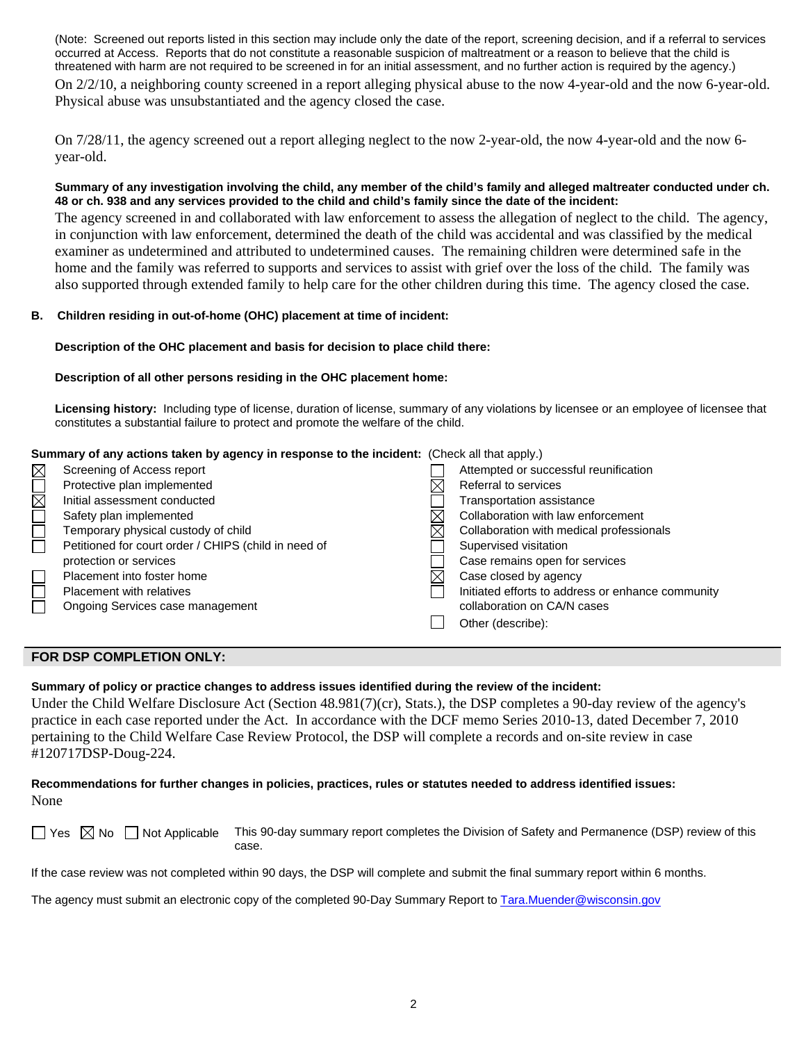(Note: Screened out reports listed in this section may include only the date of the report, screening decision, and if a referral to services occurred at Access. Reports that do not constitute a reasonable suspicion of maltreatment or a reason to believe that the child is threatened with harm are not required to be screened in for an initial assessment, and no further action is required by the agency.)

On 2/2/10, a neighboring county screened in a report alleging physical abuse to the now 4-year-old and the now 6-year-old. Physical abuse was unsubstantiated and the agency closed the case.

On 7/28/11, the agency screened out a report alleging neglect to the now 2-year-old, the now 4-year-old and the now 6-year-old.

**Summary of any investigation involving the child, any member of the child's family and alleged maltreater conducted under ch. 48 or ch. 938 and any services provided to the child and child's family since the date of the incident:**

The agency screened in and collaborated with law enforcement to assess the allegation of neglect to the child. The agency, in conjunction with law enforcement, determined the death of the child was accidental and was classified by the medical examiner as undetermined and attributed to undetermined causes. The remaining children were determined safe in the home and the family was referred to supports and services to assist with grief over the loss of the child. The family was also supported through extended family to help care for the other children during this time. The agency closed the case.

**B. Children residing in out-of-home (OHC) placement at time of incident:**

**Description of the OHC placement and basis for decision to place child there:**

**Description of all other persons residing in the OHC placement home:**

**Licensing history:** Including type of license, duration of license, summary of any violations by licensee or an employee of licensee that constitutes a substantial failure to protect and promote the welfare of the child.

**Summary of any actions taken by agency in response to the incident:** (Check all that apply.)

- ☒ Screening of Access report
- ☐ Protective plan implemented
- ☒ Initial assessment conducted
- ☐ Safety plan implemented
- ☐ Temporary physical custody of child
- ☐ Petitioned for court order / CHIPS (child in need of protection or services
- ☐ Placement into foster home
- ☐ Placement with relatives
- ☐ Ongoing Services case management
- ☐ Attempted or successful reunification
- ☒ Referral to services
- ☐ Transportation assistance
- ☒ Collaboration with law enforcement
- ☒ Collaboration with medical professionals
- ☐ Supervised visitation
- ☐ Case remains open for services
- ☒ Case closed by agency
- ☐ Initiated efforts to address or enhance community collaboration on CA/N cases
- ☐ Other (describe):

## FOR DSP COMPLETION ONLY:

**Summary of policy or practice changes to address issues identified during the review of the incident:**

Under the Child Welfare Disclosure Act (Section 48.981(7)(cr), Stats.), the DSP completes a 90-day review of the agency's practice in each case reported under the Act. In accordance with the DCF memo Series 2010-13, dated December 7, 2010 pertaining to the Child Welfare Case Review Protocol, the DSP will complete a records and on-site review in case #120717DSP-Doug-224.

**Recommendations for further changes in policies, practices, rules or statutes needed to address identified issues:**

None

☐ Yes ☒ No ☐ Not Applicable — This 90-day summary report completes the Division of Safety and Permanence (DSP) review of this case.

If the case review was not completed within 90 days, the DSP will complete and submit the final summary report within 6 months.

The agency must submit an electronic copy of the completed 90-Day Summary Report to Tara.Muender@wisconsin.gov